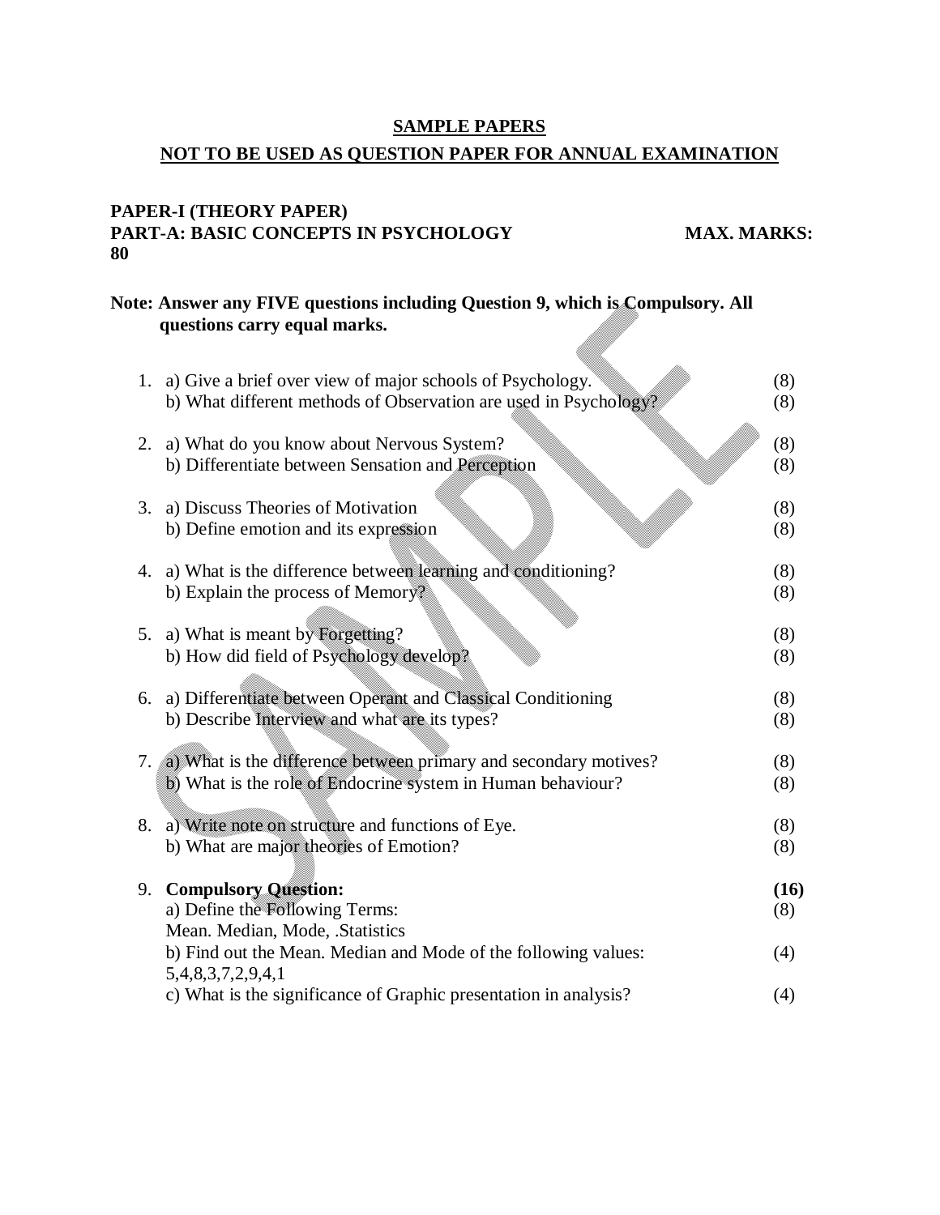**SAMPLE PAPERS**

**NOT TO BE USED AS QUESTION PAPER FOR ANNUAL EXAMINATION**

**PAPER-I (THEORY PAPER)**
**PART-A: BASIC CONCEPTS IN PSYCHOLOGY MAX. MARKS: 80**

**Note: Answer any FIVE questions including Question 9, which is Compulsory. All questions carry equal marks.**

1. a) Give a brief over view of major schools of Psychology. (8)
   b) What different methods of Observation are used in Psychology? (8)

2. a) What do you know about Nervous System? (8)
   b) Differentiate between Sensation and Perception (8)

3. a) Discuss Theories of Motivation (8)
   b) Define emotion and its expression (8)

4. a) What is the difference between learning and conditioning? (8)
   b) Explain the process of Memory? (8)

5. a) What is meant by Forgetting? (8)
   b) How did field of Psychology develop? (8)

6. a) Differentiate between Operant and Classical Conditioning (8)
   b) Describe Interview and what are its types? (8)

7. a) What is the difference between primary and secondary motives? (8)
   b) What is the role of Endocrine system in Human behaviour? (8)

8. a) Write note on structure and functions of Eye. (8)
   b) What are major theories of Emotion? (8)

9. **Compulsory Question: (16)**
   a) Define the Following Terms: (8)
   Mean. Median, Mode, .Statistics
   b) Find out the Mean. Median and Mode of the following values: (4)
   5,4,8,3,7,2,9,4,1
   c) What is the significance of Graphic presentation in analysis? (4)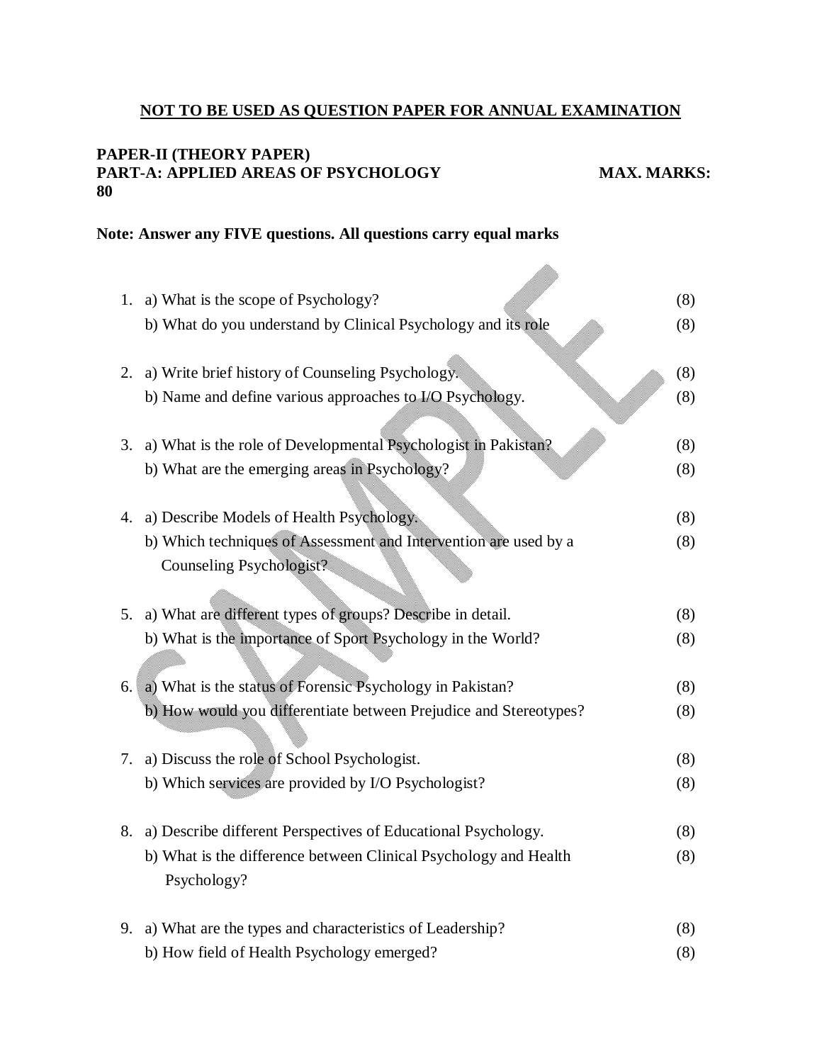**NOT TO BE USED AS QUESTION PAPER FOR ANNUAL EXAMINATION**

**PAPER-II (THEORY PAPER)**
**PART-A: APPLIED AREAS OF PSYCHOLOGY MAX. MARKS: 80**

**Note: Answer any FIVE questions. All questions carry equal marks**

1. a) What is the scope of Psychology? (8)
   b) What do you understand by Clinical Psychology and its role (8)

2. a) Write brief history of Counseling Psychology. (8)
   b) Name and define various approaches to I/O Psychology. (8)

3. a) What is the role of Developmental Psychologist in Pakistan? (8)
   b) What are the emerging areas in Psychology? (8)

4. a) Describe Models of Health Psychology. (8)
   b) Which techniques of Assessment and Intervention are used by a Counseling Psychologist? (8)

5. a) What are different types of groups? Describe in detail. (8)
   b) What is the importance of Sport Psychology in the World? (8)

6. a) What is the status of Forensic Psychology in Pakistan? (8)
   b) How would you differentiate between Prejudice and Stereotypes? (8)

7. a) Discuss the role of School Psychologist. (8)
   b) Which services are provided by I/O Psychologist? (8)

8. a) Describe different Perspectives of Educational Psychology. (8)
   b) What is the difference between Clinical Psychology and Health Psychology? (8)

9. a) What are the types and characteristics of Leadership? (8)
   b) How field of Health Psychology emerged? (8)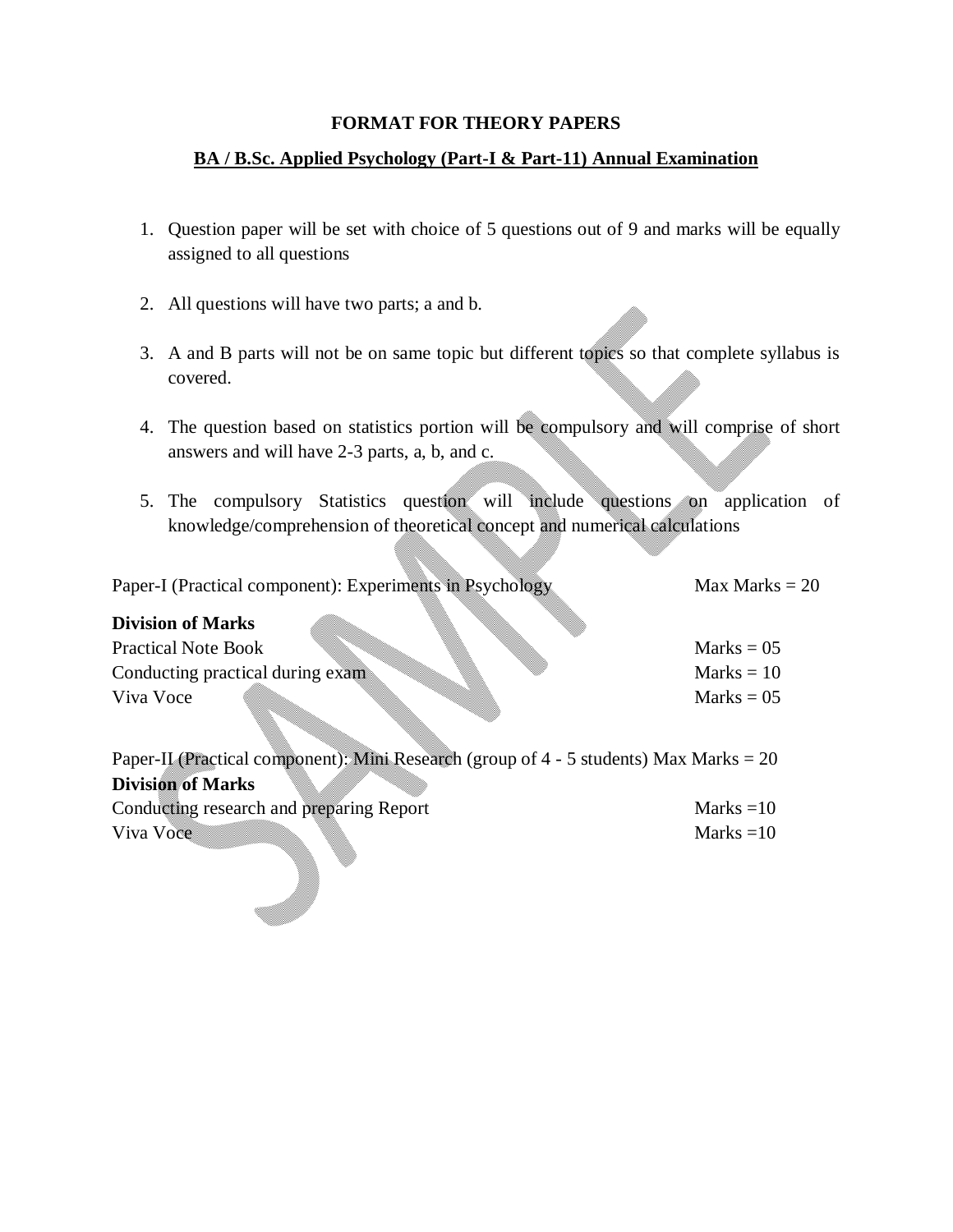**FORMAT FOR THEORY PAPERS**

**BA / B.Sc. Applied Psychology (Part-I & Part-11) Annual Examination**

1. Question paper will be set with choice of 5 questions out of 9 and marks will be equally assigned to all questions
2. All questions will have two parts; a and b.
3. A and B parts will not be on same topic but different topics so that complete syllabus is covered.
4. The question based on statistics portion will be compulsory and will comprise of short answers and will have 2-3 parts, a, b, and c.
5. The compulsory Statistics question will include questions on application of knowledge/comprehension of theoretical concept and numerical calculations

Paper-I (Practical component): Experiments in Psychology Max Marks = 20

**Division of Marks**

| | |
|---|---|
| Practical Note Book | Marks = 05 |
| Conducting practical during exam | Marks = 10 |
| Viva Voce | Marks = 05 |

Paper-II (Practical component): Mini Research (group of 4 - 5 students) Max Marks = 20

**Division of Marks**

| | |
|---|---|
| Conducting research and preparing Report | Marks =10 |
| Viva Voce | Marks =10 |